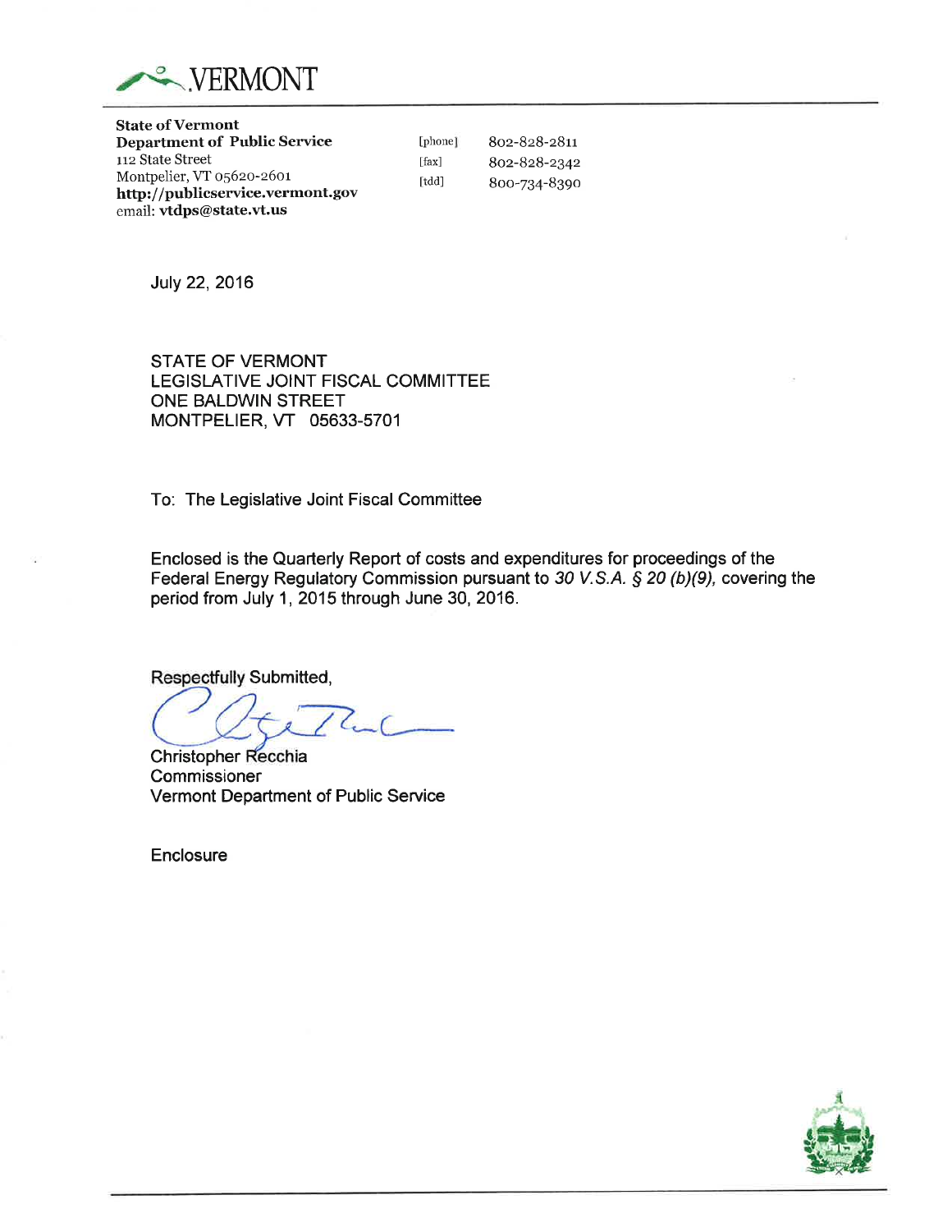VERMONT

**State of Vermont**
**Department of Public Service**
112 State Street
Montpelier, VT 05620-2601
**http://publicservice.vermont.gov**
email: **vtdps@state.vt.us**

[phone] 802-828-2811
[fax] 802-828-2342
[tdd] 800-734-8390

July 22, 2016

STATE OF VERMONT
LEGISLATIVE JOINT FISCAL COMMITTEE
ONE BALDWIN STREET
MONTPELIER, VT 05633-5701

To: The Legislative Joint Fiscal Committee

Enclosed is the Quarterly Report of costs and expenditures for proceedings of the Federal Energy Regulatory Commission pursuant to *30 V.S.A. § 20 (b)(9),* covering the period from July 1, 2015 through June 30, 2016.

Respectfully Submitted,

Christopher Recchia
Commissioner
Vermont Department of Public Service

Enclosure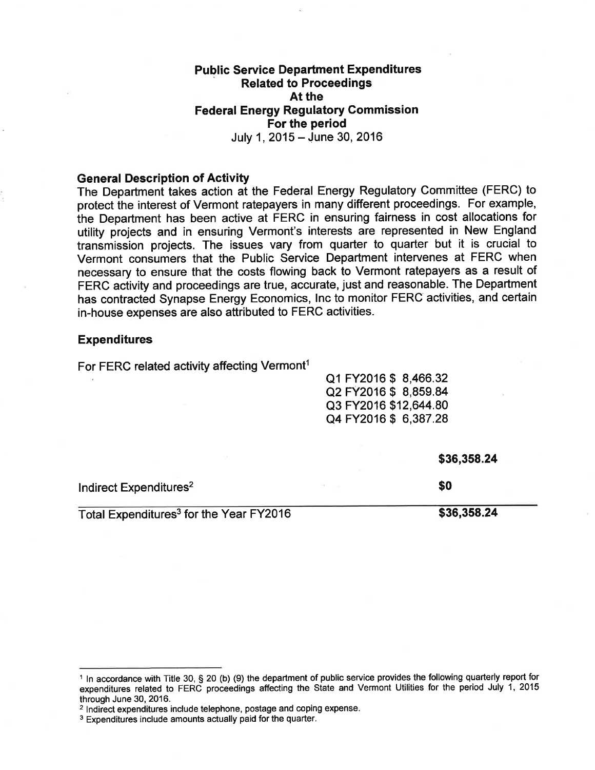# Public Service Department Expenditures Related to Proceedings At the Federal Energy Regulatory Commission For the period

July 1, 2015 – June 30, 2016

## General Description of Activity

The Department takes action at the Federal Energy Regulatory Committee (FERC) to protect the interest of Vermont ratepayers in many different proceedings. For example, the Department has been active at FERC in ensuring fairness in cost allocations for utility projects and in ensuring Vermont's interests are represented in New England transmission projects. The issues vary from quarter to quarter but it is crucial to Vermont consumers that the Public Service Department intervenes at FERC when necessary to ensure that the costs flowing back to Vermont ratepayers as a result of FERC activity and proceedings are true, accurate, just and reasonable. The Department has contracted Synapse Energy Economics, Inc to monitor FERC activities, and certain in-house expenses are also attributed to FERC activities.

## Expenditures

| | |
|---|---|
| For FERC related activity affecting Vermont[1] | |
| | Q1 FY2016 $ 8,466.32 |
| | Q2 FY2016 $ 8,859.84 |
| | Q3 FY2016 $12,644.80 |
| | Q4 FY2016 $ 6,387.28 |
| | **$36,358.24** |
| Indirect Expenditures[2] | **$0** |
| Total Expenditures[3] for the Year FY2016 | **$36,358.24** |

---

[1] In accordance with Title 30, § 20 (b) (9) the department of public service provides the following quarterly report for expenditures related to FERC proceedings affecting the State and Vermont Utilities for the period July 1, 2015 through June 30, 2016.

[2] Indirect expenditures include telephone, postage and coping expense.

[3] Expenditures include amounts actually paid for the quarter.